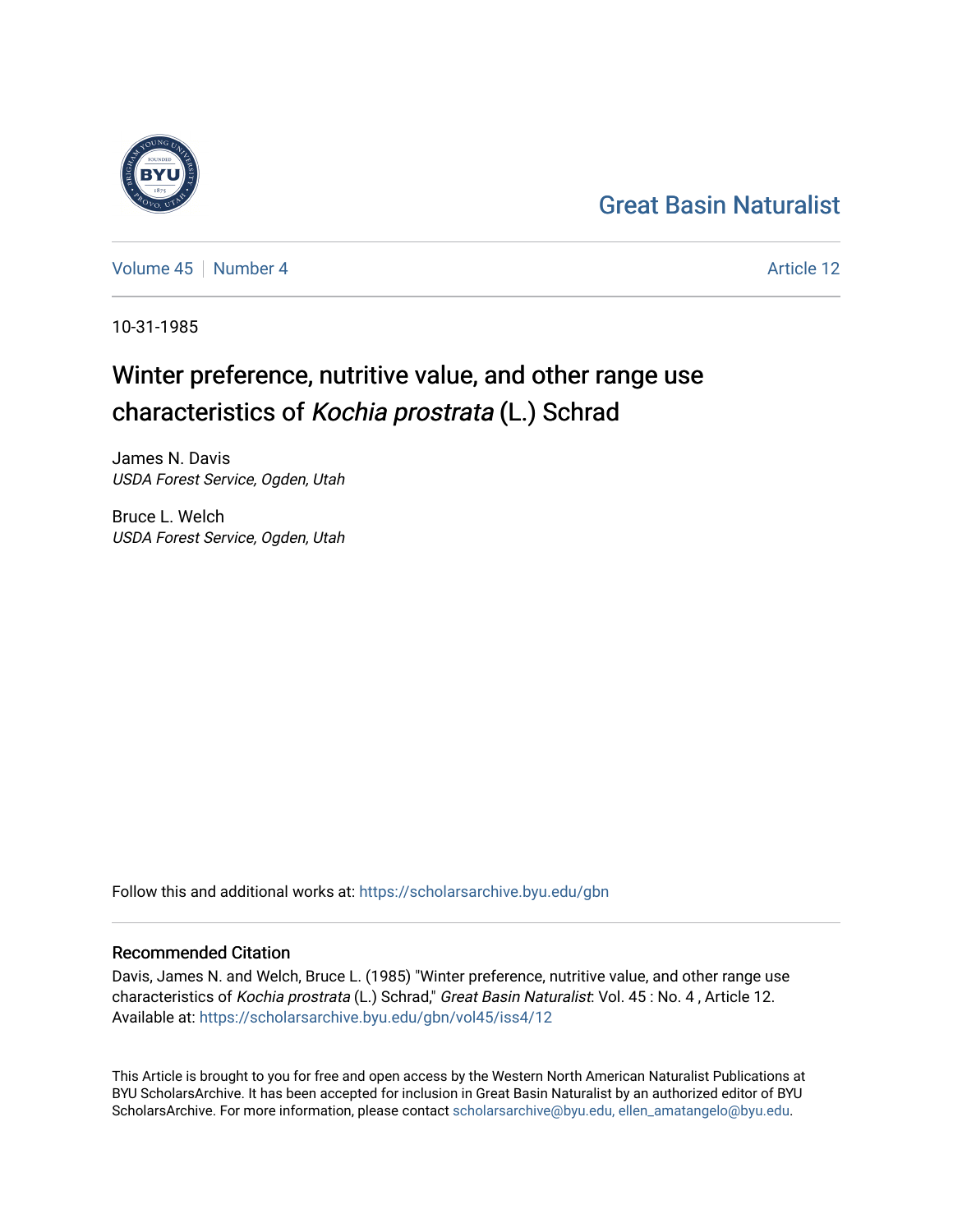Great Basin Naturalist

Volume 45 | Number 4 | Article 12

10-31-1985

# Winter preference, nutritive value, and other range use characteristics of *Kochia prostrata* (L.) Schrad

James N. Davis
*USDA Forest Service, Ogden, Utah*

Bruce L. Welch
*USDA Forest Service, Ogden, Utah*

Follow this and additional works at: https://scholarsarchive.byu.edu/gbn

## Recommended Citation

Davis, James N. and Welch, Bruce L. (1985) "Winter preference, nutritive value, and other range use characteristics of *Kochia prostrata* (L.) Schrad," *Great Basin Naturalist*: Vol. 45 : No. 4 , Article 12.
Available at: https://scholarsarchive.byu.edu/gbn/vol45/iss4/12

This Article is brought to you for free and open access by the Western North American Naturalist Publications at BYU ScholarsArchive. It has been accepted for inclusion in Great Basin Naturalist by an authorized editor of BYU ScholarsArchive. For more information, please contact scholarsarchive@byu.edu, ellen_amatangelo@byu.edu.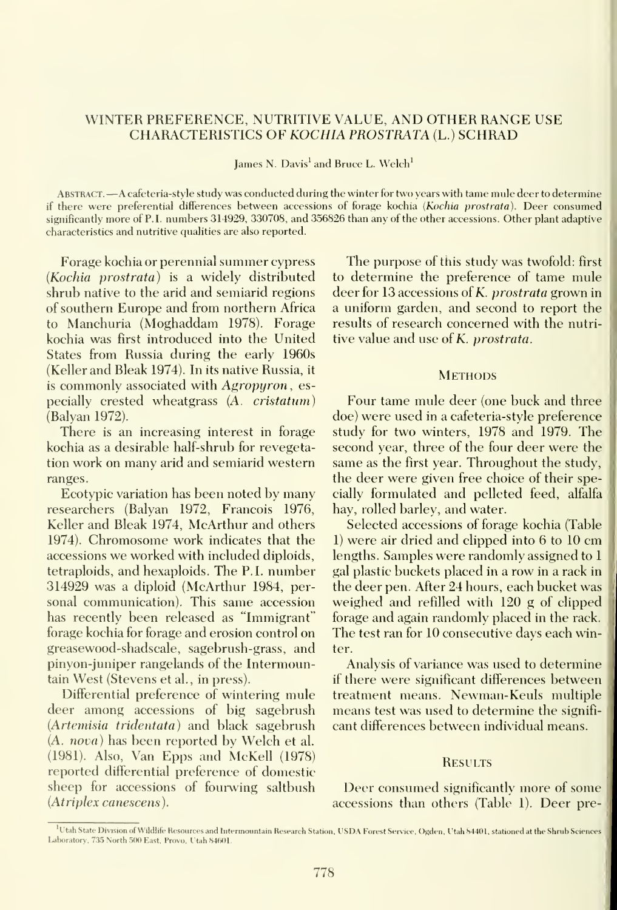# WINTER PREFERENCE, NUTRITIVE VALUE, AND OTHER RANGE USE CHARACTERISTICS OF *KOCHIA PROSTRATA* (L.) SCHRAD

James N. Davis[1] and Bruce L. Welch[1]

ABSTRACT.—A cafeteria-style study was conducted during the winter for two years with tame mule deer to determine if there were preferential differences between accessions of forage kochia (*Kochia prostrata*). Deer consumed significantly more of P.I. numbers 314929, 330708, and 356826 than any of the other accessions. Other plant adaptive characteristics and nutritive qualities are also reported.

Forage kochia or perennial summer cypress (*Kochia prostrata*) is a widely distributed shrub native to the arid and semiarid regions of southern Europe and from northern Africa to Manchuria (Moghaddam 1978). Forage kochia was first introduced into the United States from Russia during the early 1960s (Keller and Bleak 1974). In its native Russia, it is commonly associated with *Agropyron*, especially crested wheatgrass (*A. cristatum*) (Balyan 1972).

There is an increasing interest in forage kochia as a desirable half-shrub for revegetation work on many arid and semiarid western ranges.

Ecotypic variation has been noted by many researchers (Balyan 1972, Francois 1976, Keller and Bleak 1974, McArthur and others 1974). Chromosome work indicates that the accessions we worked with included diploids, tetraploids, and hexaploids. The P.I. number 314929 was a diploid (McArthur 1984, personal communication). This same accession has recently been released as "Immigrant" forage kochia for forage and erosion control on greasewood-shadscale, sagebrush-grass, and pinyon-juniper rangelands of the Intermountain West (Stevens et al., in press).

Differential preference of wintering mule deer among accessions of big sagebrush (*Artemisia tridentata*) and black sagebrush (*A. nova*) has been reported by Welch et al. (1981). Also, Van Epps and McKell (1978) reported differential preference of domestic sheep for accessions of fourwing saltbush (*Atriplex canescens*).

The purpose of this study was twofold: first to determine the preference of tame mule deer for 13 accessions of *K. prostrata* grown in a uniform garden, and second to report the results of research concerned with the nutritive value and use of *K. prostrata*.

## METHODS

Four tame mule deer (one buck and three doe) were used in a cafeteria-style preference study for two winters, 1978 and 1979. The second year, three of the four deer were the same as the first year. Throughout the study, the deer were given free choice of their specially formulated and pelleted feed, alfalfa hay, rolled barley, and water.

Selected accessions of forage kochia (Table 1) were air dried and clipped into 6 to 10 cm lengths. Samples were randomly assigned to 1 gal plastic buckets placed in a row in a rack in the deer pen. After 24 hours, each bucket was weighed and refilled with 120 g of clipped forage and again randomly placed in the rack. The test ran for 10 consecutive days each winter.

Analysis of variance was used to determine if there were significant differences between treatment means. Newman-Keuls multiple means test was used to determine the significant differences between individual means.

## RESULTS

Deer consumed significantly more of some accessions than others (Table 1). Deer pre-

[1]Utah State Division of Wildlife Resources and Intermountain Research Station, USDA Forest Service, Ogden, Utah 84401, stationed at the Shrub Sciences Laboratory, 735 North 500 East, Provo, Utah 84601.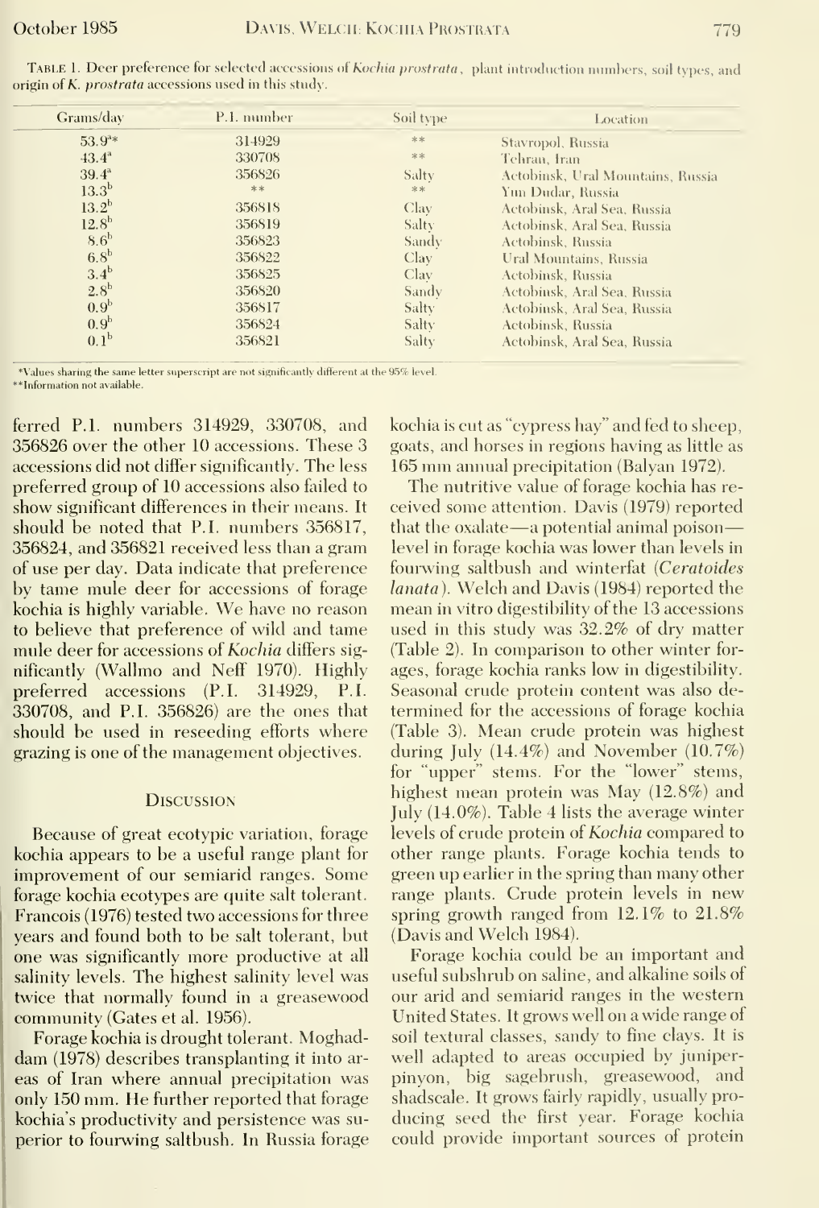TABLE 1. Deer preference for selected accessions of *Kochia prostrata*, plant introduction numbers, soil types, and origin of *K. prostrata* accessions used in this study.

| Grams/day | P.I. number | Soil type | Location |
|---|---|---|---|
| 53.9[a]* | 314929 | ** | Stavropol, Russia |
| 43.4[a] | 330708 | ** | Tehran, Iran |
| 39.4[a] | 356826 | Salty | Actobinsk, Ural Mountains, Russia |
| 13.3[b] | ** | ** | Yim Dudar, Russia |
| 13.2[b] | 356818 | Clay | Actobinsk, Aral Sea, Russia |
| 12.8[b] | 356819 | Salty | Actobinsk, Aral Sea, Russia |
| 8.6[b] | 356823 | Sandy | Actobinsk, Russia |
| 6.8[b] | 356822 | Clay | Ural Mountains, Russia |
| 3.4[b] | 356825 | Clay | Actobinsk, Russia |
| 2.8[b] | 356820 | Sandy | Actobinsk, Aral Sea, Russia |
| 0.9[b] | 356817 | Salty | Actobinsk, Aral Sea, Russia |
| 0.9[b] | 356824 | Salty | Actobinsk, Russia |
| 0.1[b] | 356821 | Salty | Actobinsk, Aral Sea, Russia |

*Values sharing the same letter superscript are not significantly different at the 95% level.
**Information not available.

ferred P.I. numbers 314929, 330708, and 356826 over the other 10 accessions. These 3 accessions did not differ significantly. The less preferred group of 10 accessions also failed to show significant differences in their means. It should be noted that P.I. numbers 356817, 356824, and 356821 received less than a gram of use per day. Data indicate that preference by tame mule deer for accessions of forage kochia is highly variable. We have no reason to believe that preference of wild and tame mule deer for accessions of *Kochia* differs significantly (Wallmo and Neff 1970). Highly preferred accessions (P.I. 314929, P.I. 330708, and P.I. 356826) are the ones that should be used in reseeding efforts where grazing is one of the management objectives.

## Discussion

Because of great ecotypic variation, forage kochia appears to be a useful range plant for improvement of our semiarid ranges. Some forage kochia ecotypes are quite salt tolerant. Francois (1976) tested two accessions for three years and found both to be salt tolerant, but one was significantly more productive at all salinity levels. The highest salinity level was twice that normally found in a greasewood community (Gates et al. 1956).

Forage kochia is drought tolerant. Moghaddam (1978) describes transplanting it into areas of Iran where annual precipitation was only 150 mm. He further reported that forage kochia's productivity and persistence was superior to fourwing saltbush. In Russia forage kochia is cut as "cypress hay" and fed to sheep, goats, and horses in regions having as little as 165 mm annual precipitation (Balyan 1972).

The nutritive value of forage kochia has received some attention. Davis (1979) reported that the oxalate—a potential animal poison—level in forage kochia was lower than levels in fourwing saltbush and winterfat (*Ceratoides lanata*). Welch and Davis (1984) reported the mean in vitro digestibility of the 13 accessions used in this study was 32.2% of dry matter (Table 2). In comparison to other winter forages, forage kochia ranks low in digestibility. Seasonal crude protein content was also determined for the accessions of forage kochia (Table 3). Mean crude protein was highest during July (14.4%) and November (10.7%) for "upper" stems. For the "lower" stems, highest mean protein was May (12.8%) and July (14.0%). Table 4 lists the average winter levels of crude protein of *Kochia* compared to other range plants. Forage kochia tends to green up earlier in the spring than many other range plants. Crude protein levels in new spring growth ranged from 12.1% to 21.8% (Davis and Welch 1984).

Forage kochia could be an important and useful subshrub on saline, and alkaline soils of our arid and semiarid ranges in the western United States. It grows well on a wide range of soil textural classes, sandy to fine clays. It is well adapted to areas occupied by juniper-pinyon, big sagebrush, greasewood, and shadscale. It grows fairly rapidly, usually producing seed the first year. Forage kochia could provide important sources of protein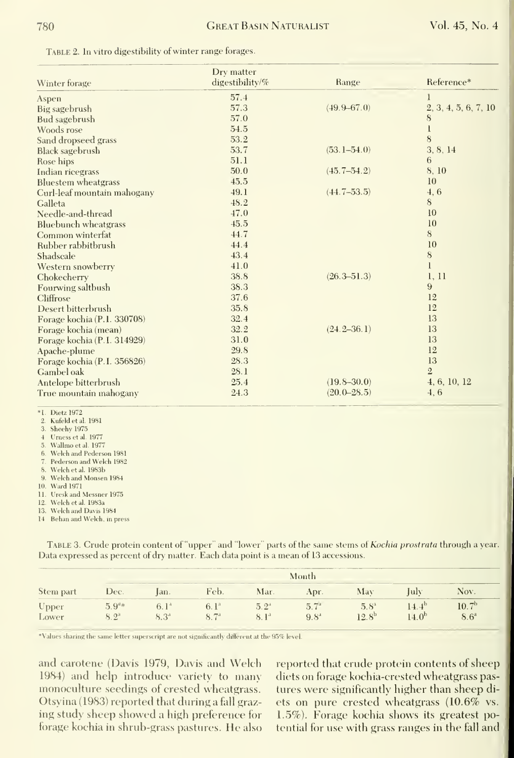Table 2. In vitro digestibility of winter range forages.

| Winter forage | Dry matter digestibility/% | Range | Reference* |
|---|---|---|---|
| Aspen | 57.4 | | 1 |
| Big sagebrush | 57.3 | (49.9–67.0) | 2, 3, 4, 5, 6, 7, 10 |
| Bud sagebrush | 57.0 | | 8 |
| Woods rose | 54.5 | | 1 |
| Sand dropseed grass | 53.2 | | 8 |
| Black sagebrush | 53.7 | (53.1–54.0) | 3, 8, 14 |
| Rose hips | 51.1 | | 6 |
| Indian ricegrass | 50.0 | (45.7–54.2) | 8, 10 |
| Bluestem wheatgrass | 45.5 | | 10 |
| Curl-leaf mountain mahogany | 49.1 | (44.7–53.5) | 4, 6 |
| Galleta | 48.2 | | 8 |
| Needle-and-thread | 47.0 | | 10 |
| Bluebunch wheatgrass | 45.5 | | 10 |
| Common winterfat | 44.7 | | 8 |
| Rubber rabbitbrush | 44.4 | | 10 |
| Shadscale | 43.4 | | 8 |
| Western snowberry | 41.0 | | 1 |
| Chokecherry | 38.8 | (26.3–51.3) | 1, 11 |
| Fourwing saltbush | 38.3 | | 9 |
| Cliffrose | 37.6 | | 12 |
| Desert bitterbrush | 35.8 | | 12 |
| Forage kochia (P.I. 330708) | 32.4 | | 13 |
| Forage kochia (mean) | 32.2 | (24.2–36.1) | 13 |
| Forage kochia (P.I. 314929) | 31.0 | | 13 |
| Apache-plume | 29.8 | | 12 |
| Forage kochia (P.I. 356826) | 28.3 | | 13 |
| Gambel oak | 28.1 | | 2 |
| Antelope bitterbrush | 25.4 | (19.8–30.0) | 4, 6, 10, 12 |
| True mountain mahogany | 24.3 | (20.0–28.5) | 4, 6 |

*1. Dietz 1972
2. Kufeld et al. 1981
3. Sheehy 1975
4. Urness et al. 1977
5. Wallmo et al. 1977
6. Welch and Pederson 1981
7. Pederson and Welch 1982
8. Welch et al. 1983b
9. Welch and Monsen 1984
10. Ward 1971
11. Uresk and Messner 1975
12. Welch et al. 1983a
13. Welch and Davis 1984
14. Behan and Welch, in press

Table 3. Crude protein content of "upper" and "lower" parts of the same stems of *Kochia prostrata* through a year. Data expressed as percent of dry matter. Each data point is a mean of 13 accessions.

| | Month | | | | | | | |
|---|---|---|---|---|---|---|---|---|
| Stem part | Dec. | Jan. | Feb. | Mar. | Apr. | May | July | Nov. |
| Upper | 5.9[a]* | 6.1[a] | 6.1[a] | 5.2[a] | 5.7[a] | 5.8[a] | 14.4[b] | 10.7[b] |
| Lower | 8.2[a] | 8.3[a] | 8.7[a] | 8.1[a] | 9.8[a] | 12.8[b] | 14.0[b] | 8.6[a] |

*Values sharing the same letter superscript are not significantly different at the 95% level.

and carotene (Davis 1979, Davis and Welch 1984) and help introduce variety to many monoculture seedings of crested wheatgrass. Otsyina (1983) reported that during a fall grazing study sheep showed a high preference for forage kochia in shrub-grass pastures. He also reported that crude protein contents of sheep diets on forage kochia-crested wheatgrass pastures were significantly higher than sheep diets on pure crested wheatgrass (10.6% vs. 1.5%). Forage kochia shows its greatest potential for use with grass ranges in the fall and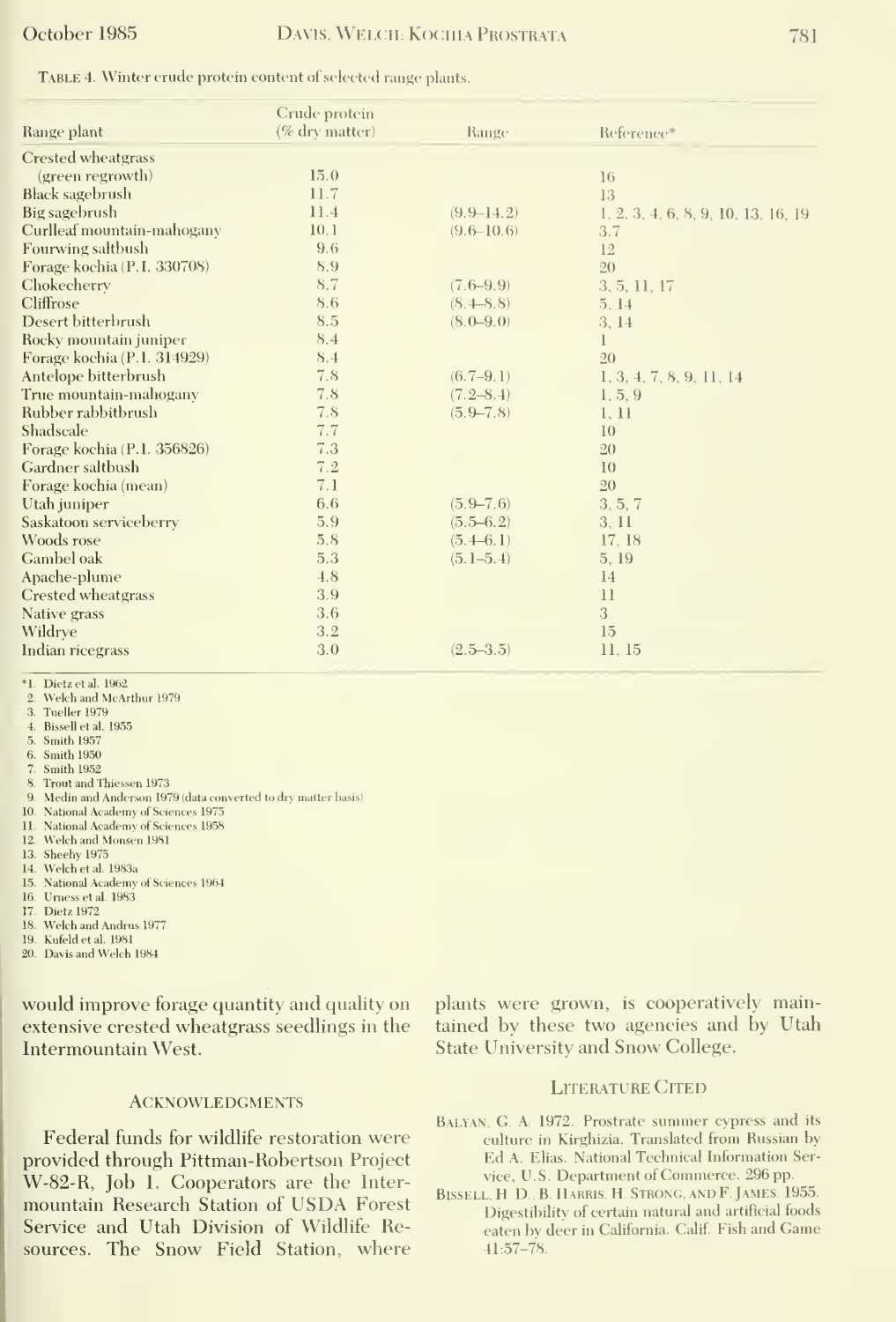TABLE 4. Winter crude protein content of selected range plants.

| Range plant | Crude protein (% dry matter) | Range | Reference* |
|---|---|---|---|
| Crested wheatgrass (green regrowth) | 15.0 | | 16 |
| Black sagebrush | 11.7 | | 13 |
| Big sagebrush | 11.4 | (9.9–14.2) | 1, 2, 3, 4, 6, 8, 9, 10, 13, 16, 19 |
| Curlleaf mountain-mahogany | 10.1 | (9.6–10.6) | 3.7 |
| Fourwing saltbush | 9.6 | | 12 |
| Forage kochia (P.I. 330708) | 8.9 | | 20 |
| Chokecherry | 8.7 | (7.6–9.9) | 3, 5, 11, 17 |
| Cliffrose | 8.6 | (8.4–8.8) | 5, 14 |
| Desert bitterbrush | 8.5 | (8.0–9.0) | 3, 14 |
| Rocky mountain juniper | 8.4 | | 1 |
| Forage kochia (P.I. 314929) | 8.4 | | 20 |
| Antelope bitterbrush | 7.8 | (6.7–9.1) | 1, 3, 4, 7, 8, 9, 11, 14 |
| True mountain-mahogany | 7.8 | (7.2–8.4) | 1, 5, 9 |
| Rubber rabbitbrush | 7.8 | (5.9–7.8) | 1, 11 |
| Shadscale | 7.7 | | 10 |
| Forage kochia (P.I. 356826) | 7.3 | | 20 |
| Gardner saltbush | 7.2 | | 10 |
| Forage kochia (mean) | 7.1 | | 20 |
| Utah juniper | 6.6 | (5.9–7.6) | 3, 5, 7 |
| Saskatoon serviceberry | 5.9 | (5.5–6.2) | 3, 11 |
| Woods rose | 5.8 | (5.4–6.1) | 17, 18 |
| Gambel oak | 5.3 | (5.1–5.4) | 5, 19 |
| Apache-plume | 4.8 | | 14 |
| Crested wheatgrass | 3.9 | | 11 |
| Native grass | 3.6 | | 3 |
| Wildrye | 3.2 | | 15 |
| Indian ricegrass | 3.0 | (2.5–3.5) | 11, 15 |

*1. Dietz et al. 1962
2. Welch and McArthur 1979
3. Tueller 1979
4. Bissell et al. 1955
5. Smith 1957
6. Smith 1950
7. Smith 1952
8. Trout and Thiessen 1973
9. Medin and Anderson 1979 (data converted to dry matter basis)
10. National Academy of Sciences 1975
11. National Academy of Sciences 1958
12. Welch and Monsen 1981
13. Sheehy 1975
14. Welch et al. 1983a
15. National Academy of Sciences 1964
16. Urness et al. 1983
17. Dietz 1972
18. Welch and Andrus 1977
19. Kufeld et al. 1981
20. Davis and Welch 1984

would improve forage quantity and quality on extensive crested wheatgrass seedlings in the Intermountain West.

## Acknowledgments

Federal funds for wildlife restoration were provided through Pittman-Robertson Project W-82-R, Job 1. Cooperators are the Intermountain Research Station of USDA Forest Service and Utah Division of Wildlife Resources. The Snow Field Station, where plants were grown, is cooperatively maintained by these two agencies and by Utah State University and Snow College.

## Literature Cited

Balyan, G. A. 1972. Prostrate summer cypress and its culture in Kirghizia. Translated from Russian by Ed A. Elias. National Technical Information Service, U.S. Department of Commerce. 296 pp.

Bissell, H. D., B. Harris, H. Strong, and F. James. 1955. Digestibility of certain natural and artificial foods eaten by deer in California. Calif. Fish and Game 41:57–78.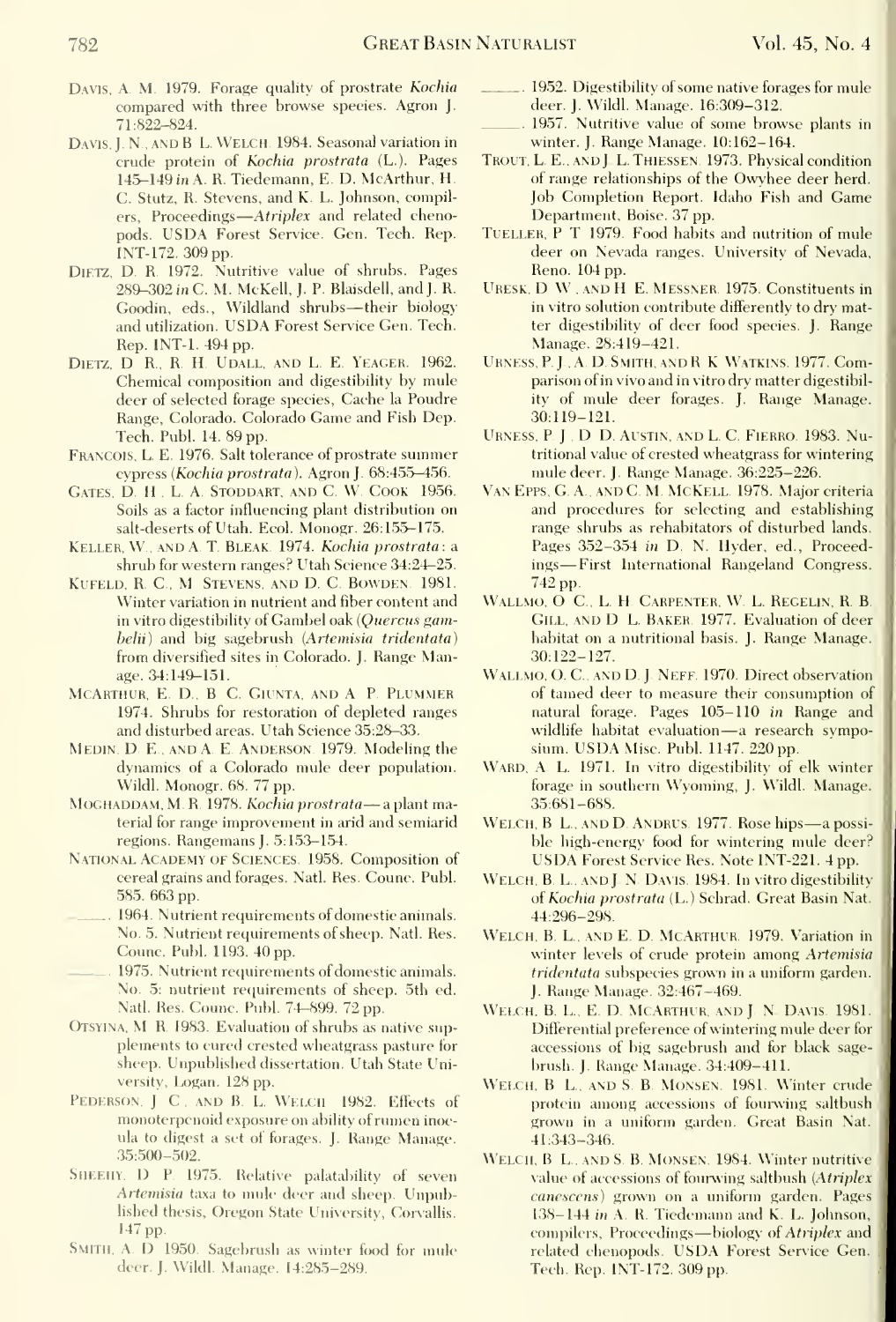Davis, A. M. 1979. Forage quality of prostrate *Kochia* compared with three browse species. Agron J. 71:822–824.

Davis, J. N., and B. L. Welch. 1984. Seasonal variation in crude protein of *Kochia prostrata* (L.). Pages 145–149 *in* A. R. Tiedemann, E. D. McArthur, H. C. Stutz, R. Stevens, and K. L. Johnson, compilers, Proceedings—*Atriplex* and related chenopods. USDA Forest Service. Gen. Tech. Rep. INT-172. 309 pp.

Dietz, D. R. 1972. Nutritive value of shrubs. Pages 289–302 *in* C. M. McKell, J. P. Blaisdell, and J. R. Goodin, eds., Wildland shrubs—their biology and utilization. USDA Forest Service Gen. Tech. Rep. INT-1. 494 pp.

Dietz, D. R., R. H. Udall, and L. E. Yeager. 1962. Chemical composition and digestibility by mule deer of selected forage species, Cache la Poudre Range, Colorado. Colorado Game and Fish Dep. Tech. Publ. 14. 89 pp.

Francois, L. E. 1976. Salt tolerance of prostrate summer cypress (*Kochia prostrata*). Agron J. 68:455–456.

Gates, D. H., L. A. Stoddart, and C. W. Cook. 1956. Soils as a factor influencing plant distribution on salt-deserts of Utah. Ecol. Monogr. 26:155–175.

Keller, W., and A. T. Bleak. 1974. *Kochia prostrata*: a shrub for western ranges? Utah Science 34:24–25.

Kufeld, R. C., M. Stevens, and D. C. Bowden. 1981. Winter variation in nutrient and fiber content and in vitro digestibility of Gambel oak (*Quercus gambelii*) and big sagebrush (*Artemisia tridentata*) from diversified sites in Colorado. J. Range Manage. 34:149–151.

McArthur, E. D., B. C. Giunta, and A. P. Plummer. 1974. Shrubs for restoration of depleted ranges and disturbed areas. Utah Science 35:28–33.

Medin, D. E., and A. E. Anderson. 1979. Modeling the dynamics of a Colorado mule deer population. Wildl. Monogr. 68. 77 pp.

Moghaddam, M. R. 1978. *Kochia prostrata*—a plant material for range improvement in arid and semiarid regions. Rangemans J. 5:153–154.

National Academy of Sciences. 1958. Composition of cereal grains and forages. Natl. Res. Counc. Publ. 585. 663 pp.

———. 1964. Nutrient requirements of domestic animals. No. 5. Nutrient requirements of sheep. Natl. Res. Counc. Publ. 1193. 40 pp.

———. 1975. Nutrient requirements of domestic animals. No. 5: nutrient requirements of sheep. 5th ed. Natl. Res. Counc. Publ. 74–899. 72 pp.

Otsyina, M. R. 1983. Evaluation of shrubs as native supplements to cured crested wheatgrass pasture for sheep. Unpublished dissertation. Utah State University, Logan. 128 pp.

Pederson, J. C., and B. L. Welch. 1982. Effects of monoterpenoid exposure on ability of rumen inocula to digest a set of forages. J. Range Manage. 35:500–502.

Sheehy, D. P. 1975. Relative palatability of seven *Artemisia* taxa to mule deer and sheep. Unpublished thesis, Oregon State University, Corvallis. 147 pp.

Smith, A. D. 1950. Sagebrush as winter food for mule deer. J. Wildl. Manage. 14:285–289.

———. 1952. Digestibility of some native forages for mule deer. J. Wildl. Manage. 16:309–312.

———. 1957. Nutritive value of some browse plants in winter. J. Range Manage. 10:162–164.

Trout, L. E., and J. L. Thiessen. 1973. Physical condition of range relationships of the Owyhee deer herd. Job Completion Report. Idaho Fish and Game Department, Boise. 37 pp.

Tueller, P. T. 1979. Food habits and nutrition of mule deer on Nevada ranges. University of Nevada, Reno. 104 pp.

Uresk, D. W., and H. E. Messner. 1975. Constituents in in vitro solution contribute differently to dry matter digestibility of deer food species. J. Range Manage. 28:419–421.

Urness, P. J., A. D. Smith, and R. K. Watkins. 1977. Comparison of in vivo and in vitro dry matter digestibility of mule deer forages. J. Range Manage. 30:119–121.

Urness, P. J., D. D. Austin, and L. C. Fierro. 1983. Nutritional value of crested wheatgrass for wintering mule deer. J. Range Manage. 36:225–226.

Van Epps, G. A., and C. M. McKell. 1978. Major criteria and procedures for selecting and establishing range shrubs as rehabitators of disturbed lands. Pages 352–354 *in* D. N. Hyder, ed., Proceedings—First International Rangeland Congress. 742 pp.

Wallmo, O. C., L. H. Carpenter, W. L. Regelin, R. B. Gill, and D. L. Baker. 1977. Evaluation of deer habitat on a nutritional basis. J. Range Manage. 30:122–127.

Wallmo, O. C., and D. J. Neff. 1970. Direct observation of tamed deer to measure their consumption of natural forage. Pages 105–110 *in* Range and wildlife habitat evaluation—a research symposium. USDA Misc. Publ. 1147. 220 pp.

Ward, A. L. 1971. In vitro digestibility of elk winter forage in southern Wyoming. J. Wildl. Manage. 35:681–688.

Welch, B. L., and D. Andrus. 1977. Rose hips—a possible high-energy food for wintering mule deer? USDA Forest Service Res. Note INT-221. 4 pp.

Welch, B. L., and J. N. Davis. 1984. In vitro digestibility of *Kochia prostrata* (L.) Schrad. Great Basin Nat. 44:296–298.

Welch, B. L., and E. D. McArthur. 1979. Variation in winter levels of crude protein among *Artemisia tridentata* subspecies grown in a uniform garden. J. Range Manage. 32:467–469.

Welch, B. L., E. D. McArthur, and J. N. Davis. 1981. Differential preference of wintering mule deer for accessions of big sagebrush and for black sagebrush. J. Range Manage. 34:409–411.

Welch, B. L., and S. B. Monsen. 1981. Winter crude protein among accessions of fourwing saltbush grown in a uniform garden. Great Basin Nat. 41:343–346.

Welch, B. L., and S. B. Monsen. 1984. Winter nutritive value of accessions of fourwing saltbush (*Atriplex canescens*) grown on a uniform garden. Pages 138–144 *in* A. R. Tiedemann and K. L. Johnson, compilers, Proceedings—biology of *Atriplex* and related chenopods. USDA Forest Service Gen. Tech. Rep. INT-172. 309 pp.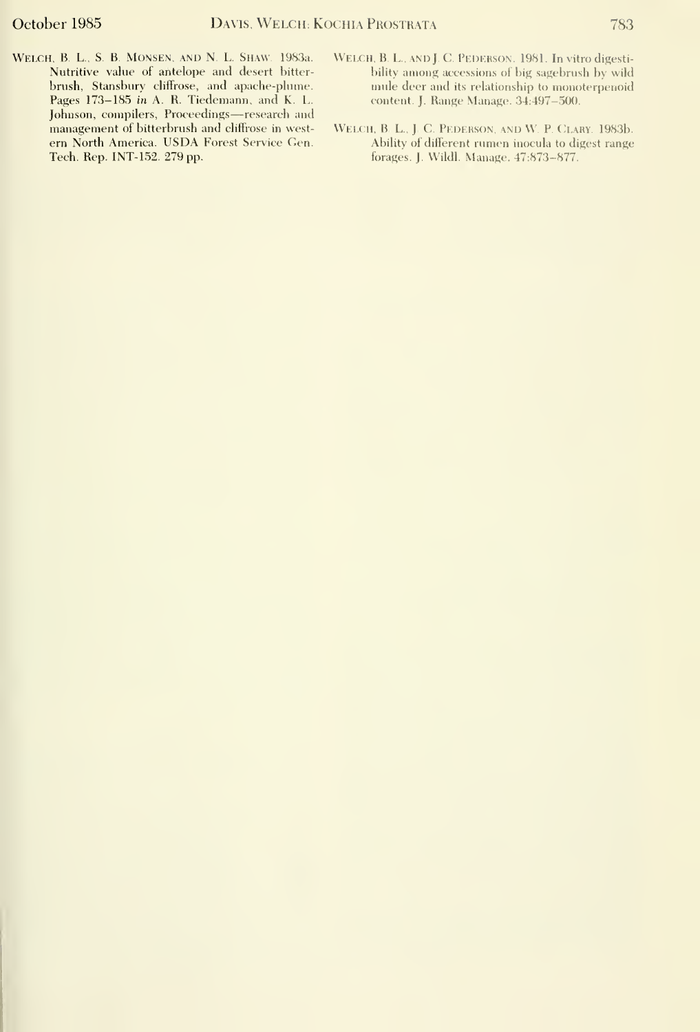Welch, B. L., S. B. Monsen, and N. L. Shaw. 1983a. Nutritive value of antelope and desert bitterbrush, Stansbury cliffrose, and apache-plume. Pages 173–185 *in* A. R. Tiedemann, and K. L. Johnson, compilers, Proceedings—research and management of bitterbrush and cliffrose in western North America. USDA Forest Service Gen. Tech. Rep. INT-152. 279 pp.

Welch, B. L., and J. C. Pederson. 1981. In vitro digestibility among accessions of big sagebrush by wild mule deer and its relationship to monoterpenoid content. J. Range Manage. 34:497–500.

Welch, B. L., J. C. Pederson, and W. P. Clary. 1983b. Ability of different rumen inocula to digest range forages. J. Wildl. Manage. 47:873–877.